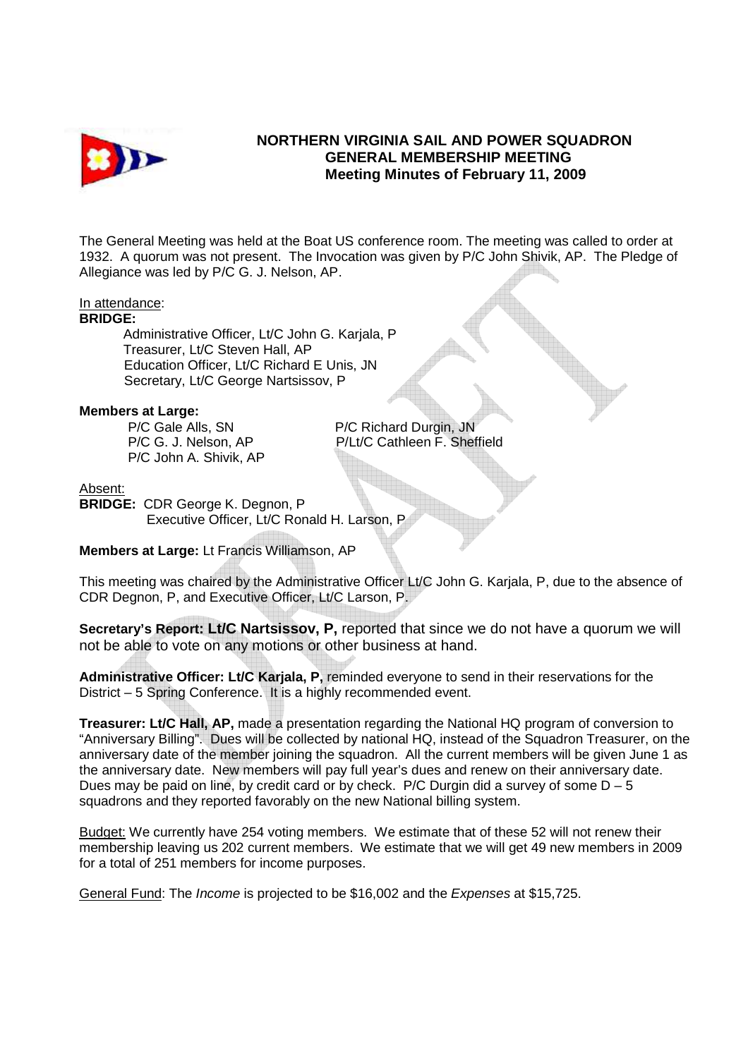# NORTHERN VIRGINIA SAIL AND POWER SQUADRON
## GENERAL MEMBERSHIP MEETING
### Meeting Minutes of February 11, 2009

The General Meeting was held at the Boat US conference room. The meeting was called to order at 1932. A quorum was not present. The Invocation was given by P/C John Shivik, AP. The Pledge of Allegiance was led by P/C G. J. Nelson, AP.

In attendance:

**BRIDGE:**

Administrative Officer, Lt/C John G. Karjala, P
Treasurer, Lt/C Steven Hall, AP
Education Officer, Lt/C Richard E Unis, JN
Secretary, Lt/C George Nartsissov, P

**Members at Large:**

P/C Gale Alls, SN
P/C G. J. Nelson, AP
P/C John A. Shivik, AP
P/C Richard Durgin, JN
P/Lt/C Cathleen F. Sheffield

Absent:

**BRIDGE:** CDR George K. Degnon, P
Executive Officer, Lt/C Ronald H. Larson, P

**Members at Large:** Lt Francis Williamson, AP

This meeting was chaired by the Administrative Officer Lt/C John G. Karjala, P, due to the absence of CDR Degnon, P, and Executive Officer, Lt/C Larson, P.

**Secretary's Report: Lt/C Nartsissov, P,** reported that since we do not have a quorum we will not be able to vote on any motions or other business at hand.

**Administrative Officer: Lt/C Karjala, P,** reminded everyone to send in their reservations for the District – 5 Spring Conference. It is a highly recommended event.

**Treasurer: Lt/C Hall, AP,** made a presentation regarding the National HQ program of conversion to "Anniversary Billing". Dues will be collected by national HQ, instead of the Squadron Treasurer, on the anniversary date of the member joining the squadron. All the current members will be given June 1 as the anniversary date. New members will pay full year's dues and renew on their anniversary date. Dues may be paid on line, by credit card or by check. P/C Durgin did a survey of some D – 5 squadrons and they reported favorably on the new National billing system.

Budget: We currently have 254 voting members. We estimate that of these 52 will not renew their membership leaving us 202 current members. We estimate that we will get 49 new members in 2009 for a total of 251 members for income purposes.

General Fund: The *Income* is projected to be $16,002 and the *Expenses* at $15,725.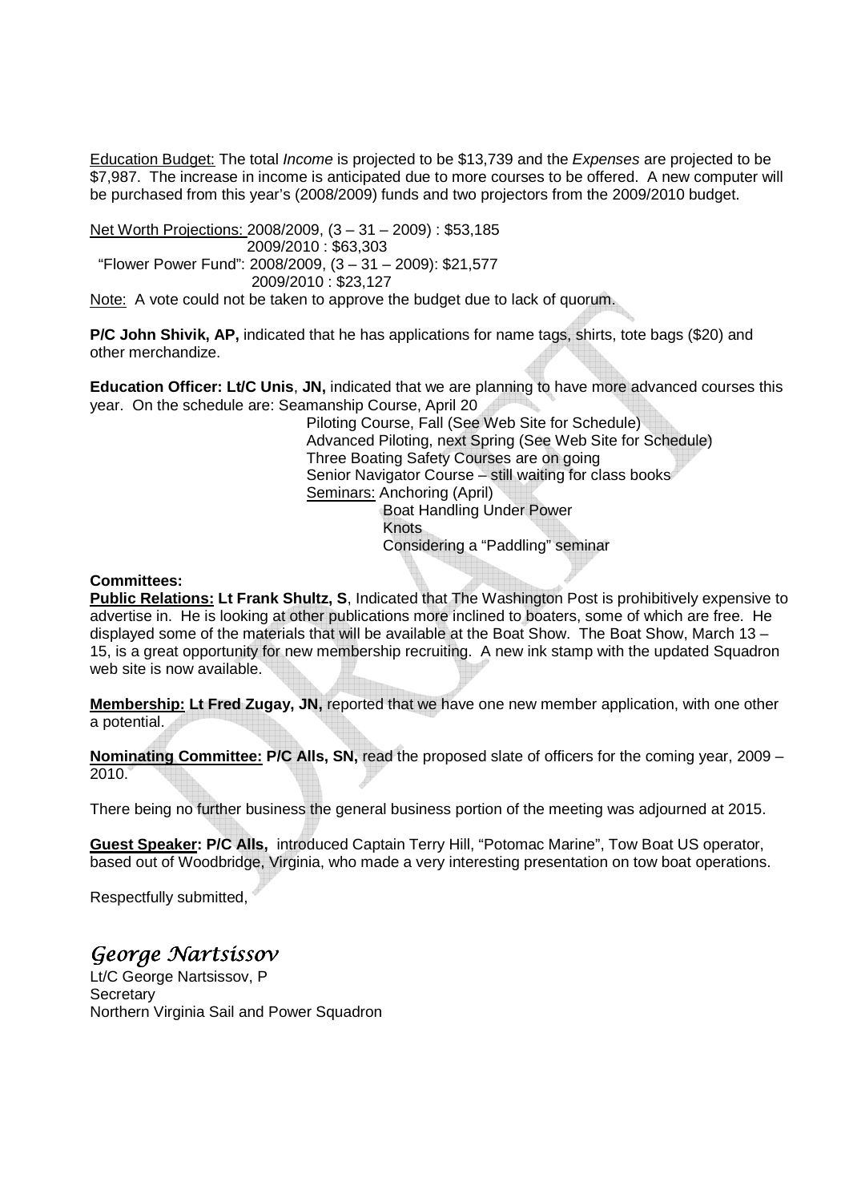<u>Education Budget:</u> The total *Income* is projected to be $13,739 and the *Expenses* are projected to be $7,987. The increase in income is anticipated due to more courses to be offered. A new computer will be purchased from this year's (2008/2009) funds and two projectors from the 2009/2010 budget.

<u>Net Worth Projections:</u> 2008/2009, (3 – 31 – 2009) : $53,185
2009/2010 : $63,303
"Flower Power Fund": 2008/2009, (3 – 31 – 2009): $21,577
2009/2010 : $23,127

<u>Note:</u> A vote could not be taken to approve the budget due to lack of quorum.

**P/C John Shivik, AP,** indicated that he has applications for name tags, shirts, tote bags ($20) and other merchandize.

**Education Officer: Lt/C Unis**, **JN,** indicated that we are planning to have more advanced courses this year. On the schedule are: Seamanship Course, April 20
Piloting Course, Fall (See Web Site for Schedule)
Advanced Piloting, next Spring (See Web Site for Schedule)
Three Boating Safety Courses are on going
Senior Navigator Course – still waiting for class books
<u>Seminars:</u> Anchoring (April)
Boat Handling Under Power
Knots
Considering a "Paddling" seminar

**Committees:**

**<u>Public Relations:</u> Lt Frank Shultz, S**, Indicated that The Washington Post is prohibitively expensive to advertise in. He is looking at other publications more inclined to boaters, some of which are free. He displayed some of the materials that will be available at the Boat Show. The Boat Show, March 13 – 15, is a great opportunity for new membership recruiting. A new ink stamp with the updated Squadron web site is now available.

**<u>Membership:</u> Lt Fred Zugay, JN,** reported that we have one new member application, with one other a potential.

**<u>Nominating Committee:</u> P/C Alls, SN,** read the proposed slate of officers for the coming year, 2009 – 2010.

There being no further business the general business portion of the meeting was adjourned at 2015.

**<u>Guest Speaker</u>: P/C Alls,** introduced Captain Terry Hill, "Potomac Marine", Tow Boat US operator, based out of Woodbridge, Virginia, who made a very interesting presentation on tow boat operations.

Respectfully submitted,

*George Nartsissov*
Lt/C George Nartsissov, P
Secretary
Northern Virginia Sail and Power Squadron